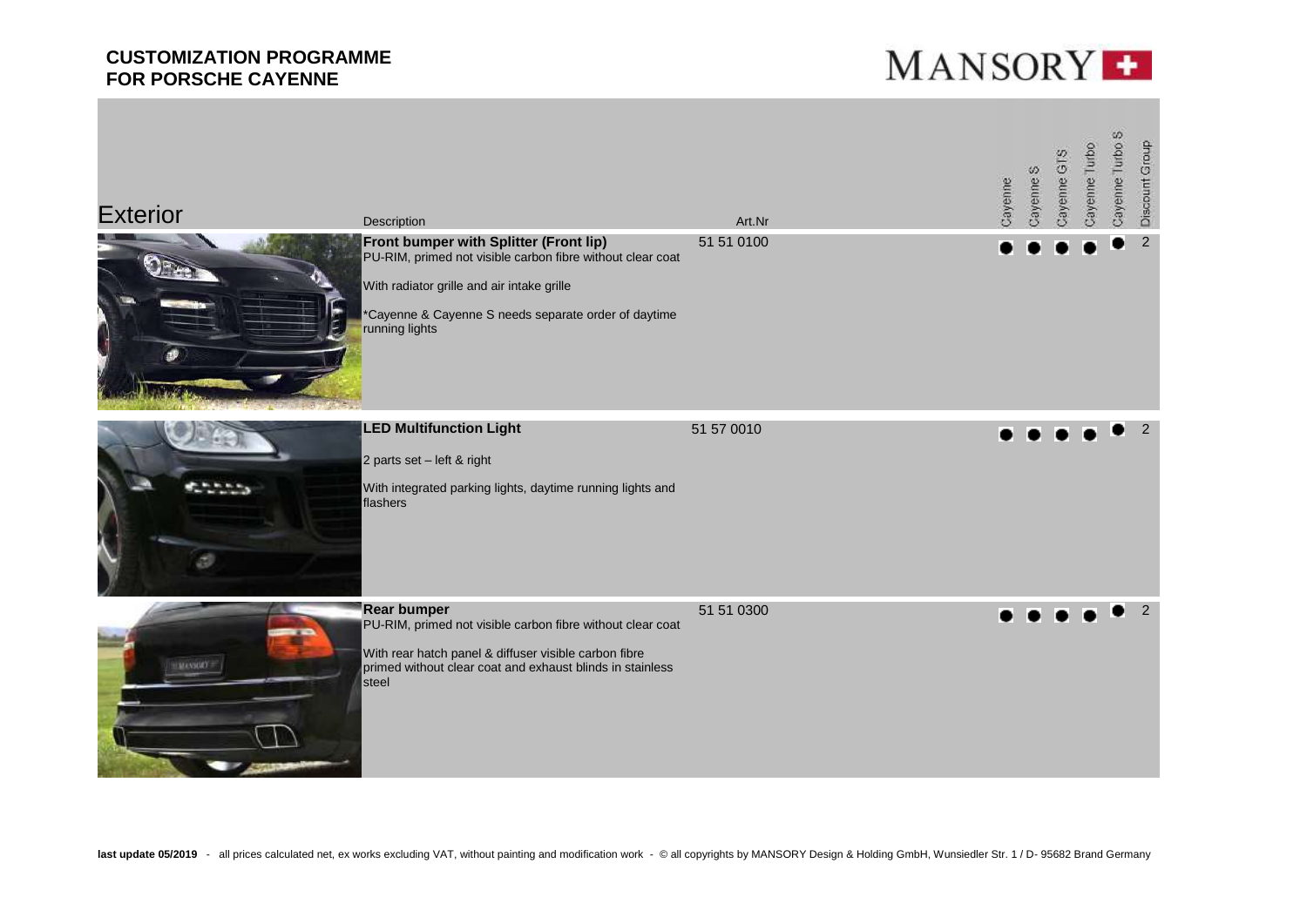# CUSTOMIZATION PROGRAMME FOR PORSCHE CAYENNE

MANSORY

## Exterior

| Description | Art.Nr | Cayenne | Cayenne S | Cayenne GTS | Cayenne Turbo | Cayenne Turbo S | Discount Group |
|---|---|---|---|---|---|---|---|
| **Front bumper with Splitter (Front lip)**<br>PU-RIM, primed not visible carbon fibre without clear coat<br><br>With radiator grille and air intake grille<br><br>*Cayenne & Cayenne S needs separate order of daytime running lights | 51 51 0100 | ● | ● | ● | ● | ● | 2 |
| **LED Multifunction Light**<br><br>2 parts set – left & right<br><br>With integrated parking lights, daytime running lights and flashers | 51 57 0010 | ● | ● | ● | ● | ● | 2 |
| **Rear bumper**<br>PU-RIM, primed not visible carbon fibre without clear coat<br><br>With rear hatch panel & diffuser visible carbon fibre primed without clear coat and exhaust blinds in stainless steel | 51 51 0300 | ● | ● | ● | ● | ● | 2 |

**last update 05/2019** - all prices calculated net, ex works excluding VAT, without painting and modification work - © all copyrights by MANSORY Design & Holding GmbH, Wunsiedler Str. 1 / D- 95682 Brand Germany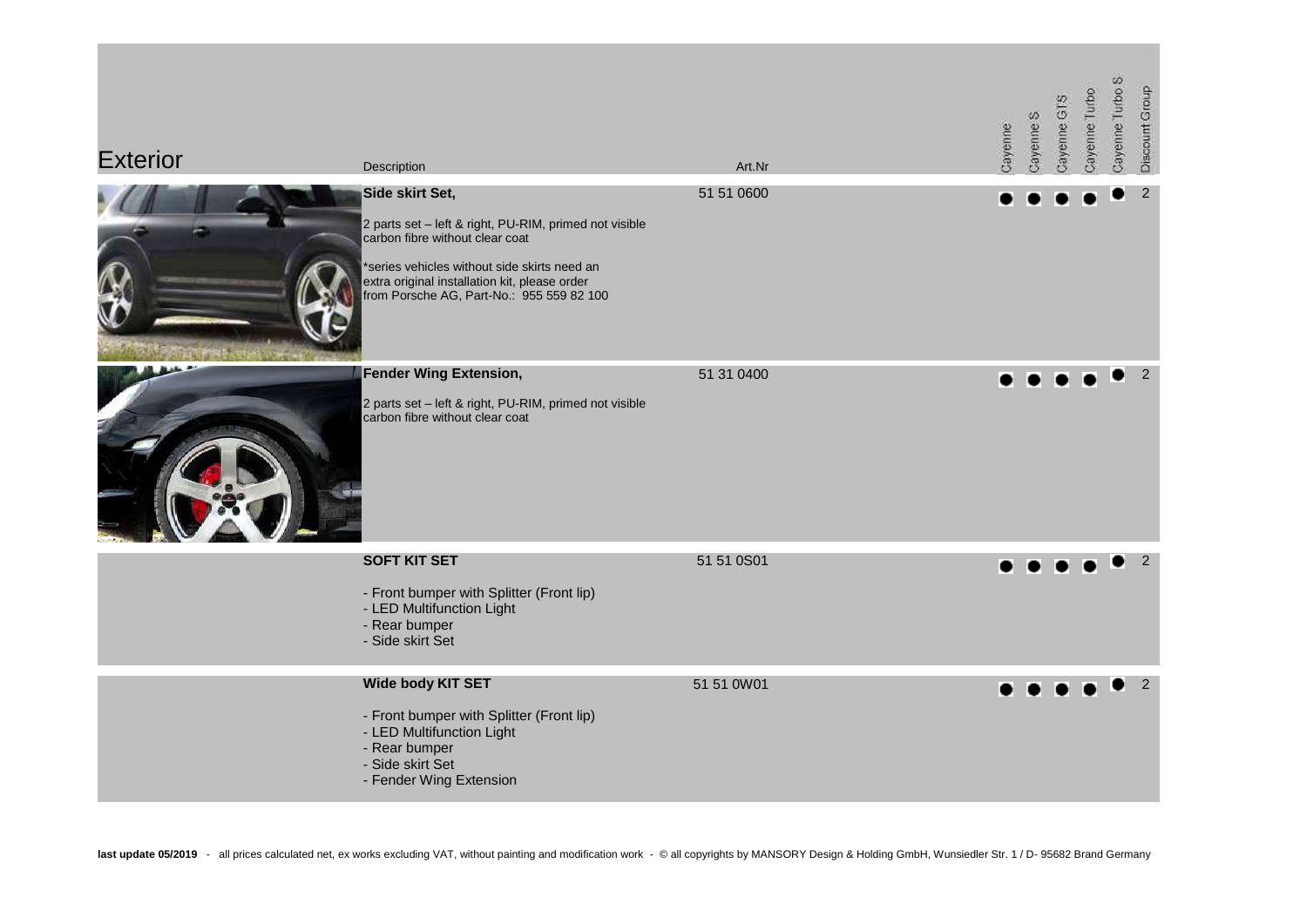# Exterior

| Description | Art.Nr | Cayenne | Cayenne S | Cayenne GTS | Cayenne Turbo | Cayenne Turbo S | Discount Group |
|---|---|---|---|---|---|---|---|
| **Side skirt Set,**<br><br>2 parts set – left & right, PU-RIM, primed not visible carbon fibre without clear coat<br><br>*series vehicles without side skirts need an extra original installation kit, please order from Porsche AG, Part-No.: 955 559 82 100 | 51 51 0600 | ● | ● | ● | ● | ● | 2 |
| **Fender Wing Extension,**<br><br>2 parts set – left & right, PU-RIM, primed not visible carbon fibre without clear coat | 51 31 0400 | ● | ● | ● | ● | ● | 2 |
| **SOFT KIT SET**<br><br>- Front bumper with Splitter (Front lip)<br>- LED Multifunction Light<br>- Rear bumper<br>- Side skirt Set | 51 51 0S01 | ● | ● | ● | ● | ● | 2 |
| **Wide body KIT SET**<br><br>- Front bumper with Splitter (Front lip)<br>- LED Multifunction Light<br>- Rear bumper<br>- Side skirt Set<br>- Fender Wing Extension | 51 51 0W01 | ● | ● | ● | ● | ● | 2 |

**last update 05/2019** - all prices calculated net, ex works excluding VAT, without painting and modification work - © all copyrights by MANSORY Design & Holding GmbH, Wunsiedler Str. 1 / D- 95682 Brand Germany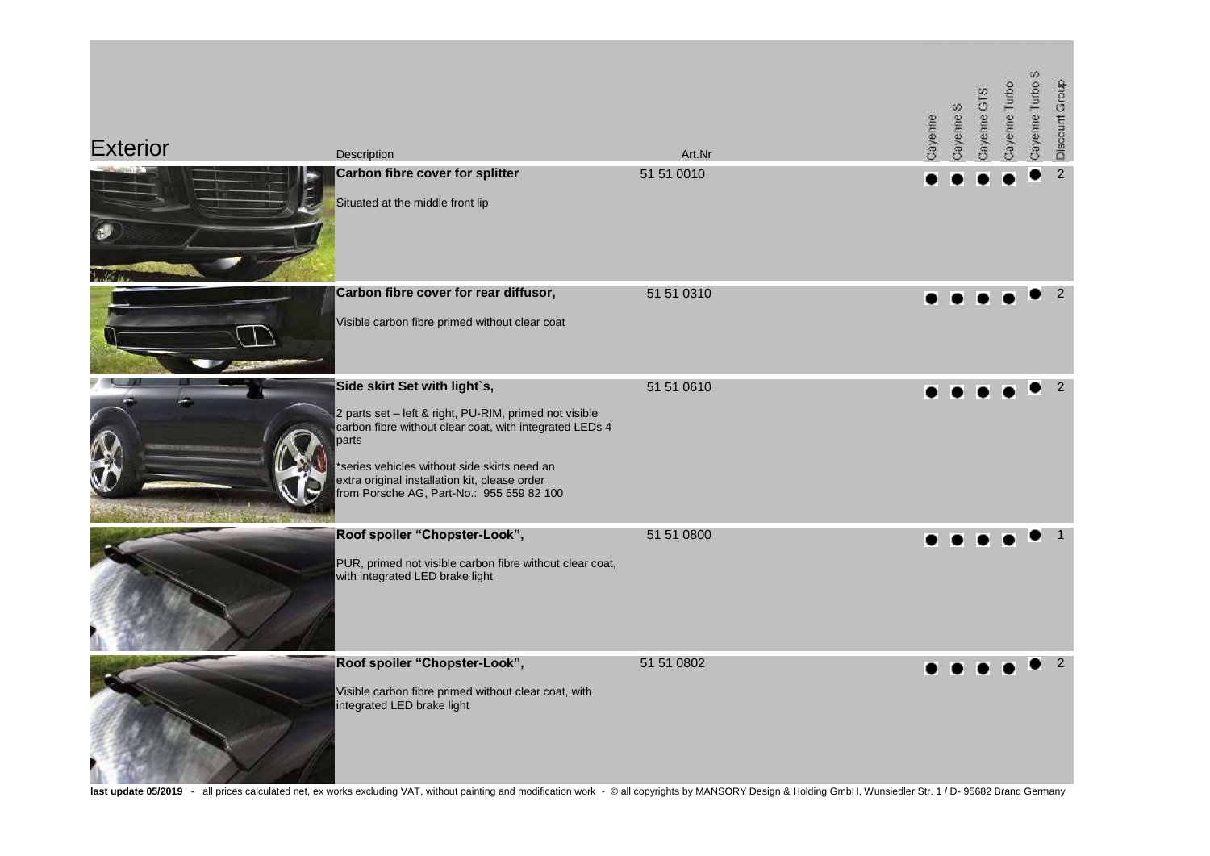# Exterior

| Description | Art.Nr | Cayenne | Cayenne S | Cayenne GTS | Cayenne Turbo | Cayenne Turbo S | Discount Group |
|---|---|---|---|---|---|---|---|
| **Carbon fibre cover for splitter**<br><br>Situated at the middle front lip | 51 51 0010 | ● | ● | ● | ● | ● | 2 |
| **Carbon fibre cover for rear diffusor,**<br><br>Visible carbon fibre primed without clear coat | 51 51 0310 | ● | ● | ● | ● | ● | 2 |
| **Side skirt Set with light`s,**<br><br>2 parts set – left & right, PU-RIM, primed not visible carbon fibre without clear coat, with integrated LEDs 4 parts<br><br>*series vehicles without side skirts need an extra original installation kit, please order from Porsche AG, Part-No.: 955 559 82 100 | 51 51 0610 | ● | ● | ● | ● | ● | 2 |
| **Roof spoiler "Chopster-Look",**<br><br>PUR, primed not visible carbon fibre without clear coat, with integrated LED brake light | 51 51 0800 | ● | ● | ● | ● | ● | 1 |
| **Roof spoiler "Chopster-Look",**<br><br>Visible carbon fibre primed without clear coat, with integrated LED brake light | 51 51 0802 | ● | ● | ● | ● | ● | 2 |

**last update 05/2019** - all prices calculated net, ex works excluding VAT, without painting and modification work - © all copyrights by MANSORY Design & Holding GmbH, Wunsiedler Str. 1 / D- 95682 Brand Germany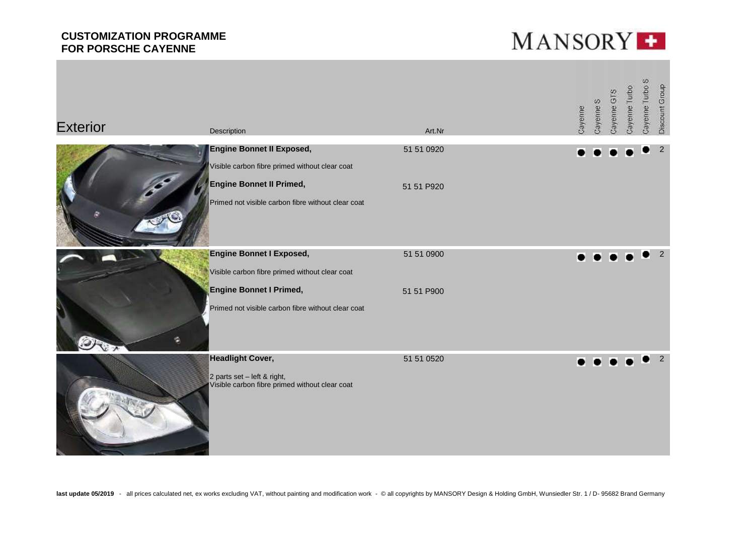**CUSTOMIZATION PROGRAMME**
**FOR PORSCHE CAYENNE**

MANSORY

## Exterior

| Description | Art.Nr | Cayenne | Cayenne S | Cayenne GTS | Cayenne Turbo | Cayenne Turbo S | Discount Group |
|---|---|---|---|---|---|---|---|
| **Engine Bonnet II Exposed,** Visible carbon fibre primed without clear coat | 51 51 0920 | ● | ● | ● | ● | ● | 2 |
| **Engine Bonnet II Primed,** Primed not visible carbon fibre without clear coat | 51 51 P920 | | | | | | |
| **Engine Bonnet I Exposed,** Visible carbon fibre primed without clear coat | 51 51 0900 | ● | ● | ● | ● | ● | 2 |
| **Engine Bonnet I Primed,** Primed not visible carbon fibre without clear coat | 51 51 P900 | | | | | | |
| **Headlight Cover,** 2 parts set – left & right, Visible carbon fibre primed without clear coat | 51 51 0520 | ● | ● | ● | ● | ● | 2 |

**last update 05/2019** - all prices calculated net, ex works excluding VAT, without painting and modification work - © all copyrights by MANSORY Design & Holding GmbH, Wunsiedler Str. 1 / D- 95682 Brand Germany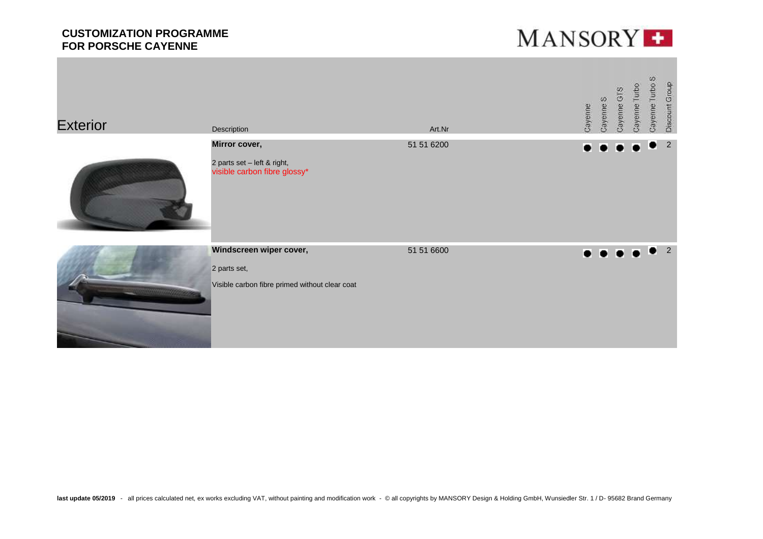## CUSTOMIZATION PROGRAMME FOR PORSCHE CAYENNE

MANSORY

# Exterior

| Description | Art.Nr | Cayenne | Cayenne S | Cayenne GTS | Cayenne Turbo | Cayenne Turbo S | Discount Group |
|---|---|---|---|---|---|---|---|
| **Mirror cover,**<br>2 parts set – left & right,<br>visible carbon fibre glossy* | 51 51 6200 | ● | ● | ● | ● | ● | 2 |
| **Windscreen wiper cover,**<br>2 parts set,<br>Visible carbon fibre primed without clear coat | 51 51 6600 | ● | ● | ● | ● | ● | 2 |

**last update 05/2019** - all prices calculated net, ex works excluding VAT, without painting and modification work - © all copyrights by MANSORY Design & Holding GmbH, Wunsiedler Str. 1 / D- 95682 Brand Germany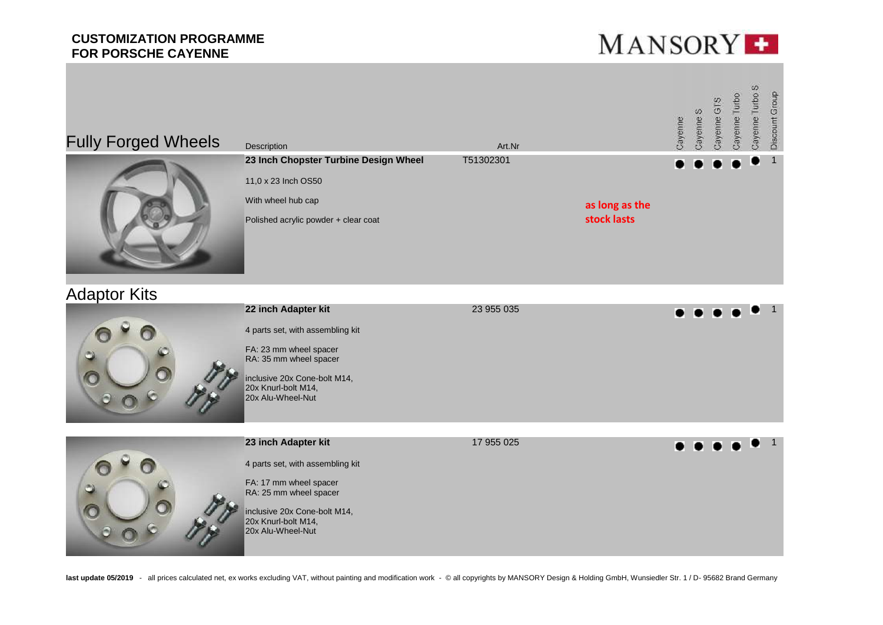# CUSTOMIZATION PROGRAMME FOR PORSCHE CAYENNE

MANSORY

## Fully Forged Wheels

| Description | Art.Nr | | Cayenne | Cayenne S | Cayenne GTS | Cayenne Turbo | Cayenne Turbo S | Discount Group |
|---|---|---|---|---|---|---|---|---|
| **23 Inch Chopster Turbine Design Wheel**<br>11,0 x 23 Inch OS50<br>With wheel hub cap<br>Polished acrylic powder + clear coat | T51302301 | **as long as the stock lasts** | ● | ● | ● | ● | ● | 1 |

## Adaptor Kits

| Description | Art.Nr | | Cayenne | Cayenne S | Cayenne GTS | Cayenne Turbo | Cayenne Turbo S | Discount Group |
|---|---|---|---|---|---|---|---|---|
| **22 inch Adapter kit**<br>4 parts set, with assembling kit<br>FA: 23 mm wheel spacer<br>RA: 35 mm wheel spacer<br>inclusive 20x Cone-bolt M14,<br>20x Knurl-bolt M14,<br>20x Alu-Wheel-Nut | 23 955 035 | | ● | ● | ● | ● | ● | 1 |
| **23 inch Adapter kit**<br>4 parts set, with assembling kit<br>FA: 17 mm wheel spacer<br>RA: 25 mm wheel spacer<br>inclusive 20x Cone-bolt M14,<br>20x Knurl-bolt M14,<br>20x Alu-Wheel-Nut | 17 955 025 | | ● | ● | ● | ● | ● | 1 |

**last update 05/2019** - all prices calculated net, ex works excluding VAT, without painting and modification work - © all copyrights by MANSORY Design & Holding GmbH, Wunsiedler Str. 1 / D- 95682 Brand Germany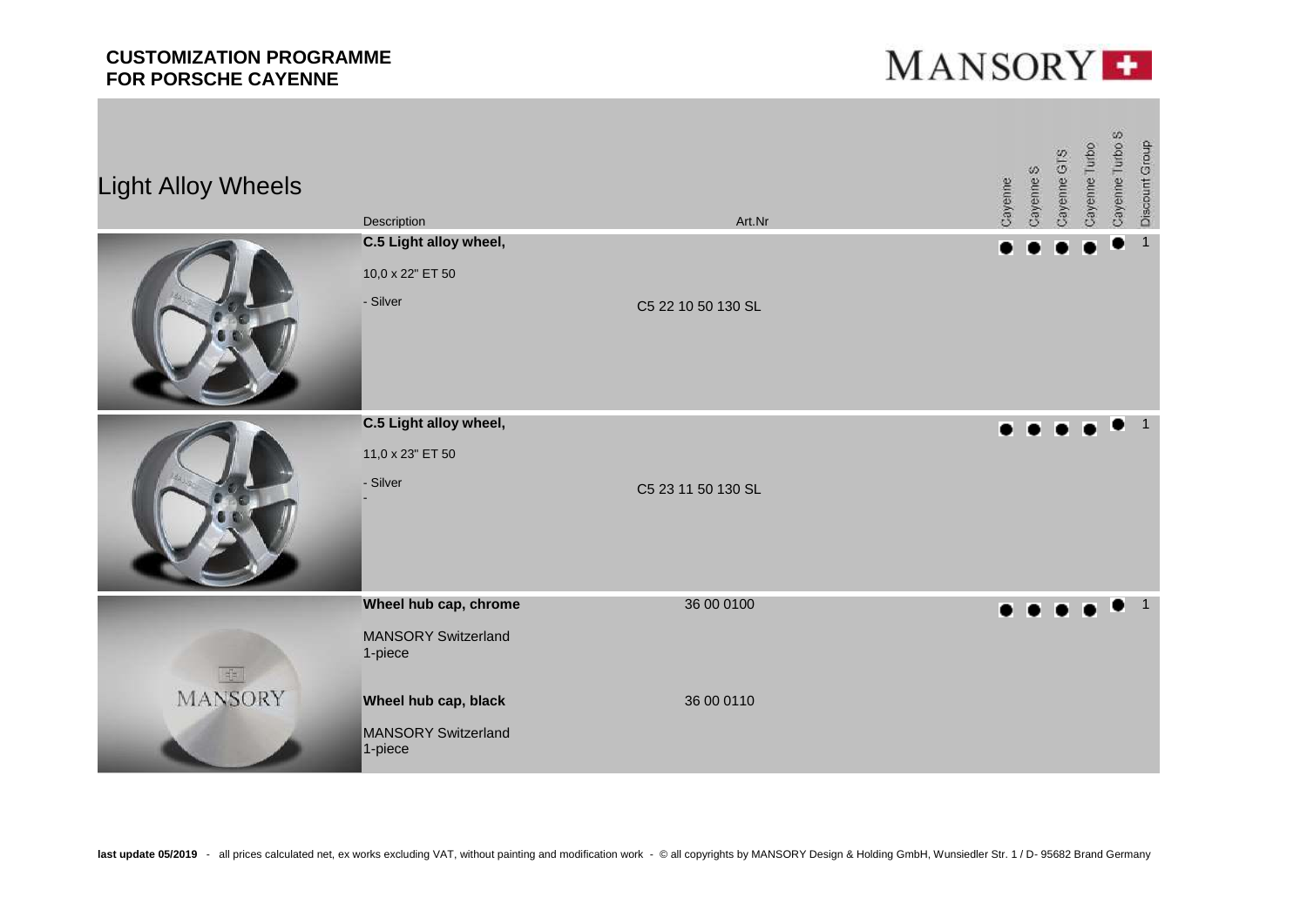# CUSTOMIZATION PROGRAMME FOR PORSCHE CAYENNE

## Light Alloy Wheels

| Description | Art.Nr | Cayenne | Cayenne S | Cayenne GTS | Cayenne Turbo | Cayenne Turbo S | Discount Group |
|---|---|---|---|---|---|---|---|
| **C.5 Light alloy wheel,**<br>10,0 x 22" ET 50<br>- Silver | C5 22 10 50 130 SL | ● | ● | ● | ● | ● | 1 |
| **C.5 Light alloy wheel,**<br>11,0 x 23" ET 50<br>- Silver<br>- | C5 23 11 50 130 SL | ● | ● | ● | ● | ● | 1 |
| **Wheel hub cap, chrome**<br>MANSORY Switzerland<br>1-piece | 36 00 0100 | ● | ● | ● | ● | ● | 1 |
| **Wheel hub cap, black**<br>MANSORY Switzerland<br>1-piece | 36 00 0110 | | | | | | |

**last update 05/2019** - all prices calculated net, ex works excluding VAT, without painting and modification work - © all copyrights by MANSORY Design & Holding GmbH, Wunsiedler Str. 1 / D- 95682 Brand Germany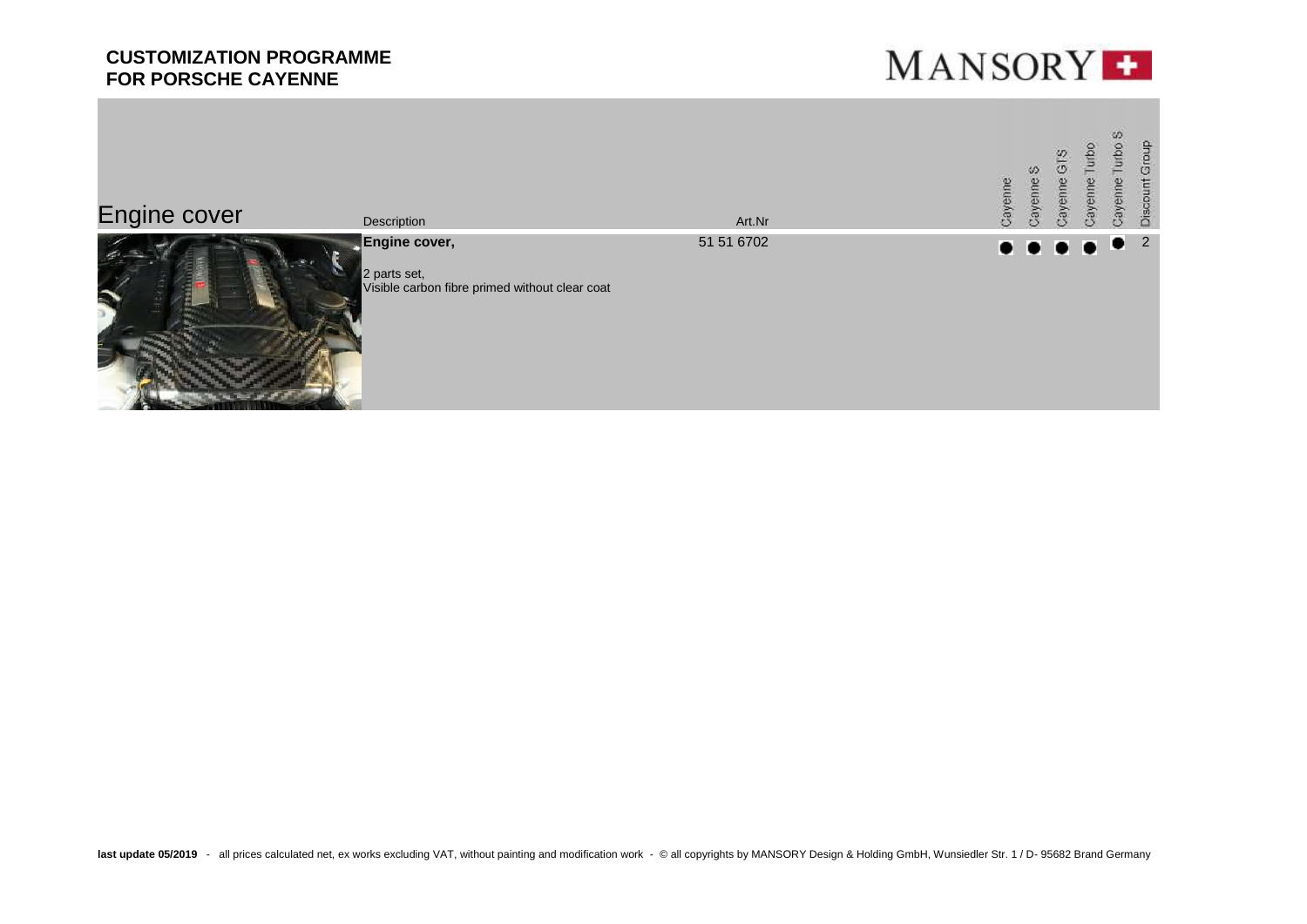## CUSTOMIZATION PROGRAMME FOR PORSCHE CAYENNE

MANSORY

# Engine cover

| Description | Art.Nr | Cayenne | Cayenne S | Cayenne GTS | Cayenne Turbo | Cayenne Turbo S | Discount Group |
|---|---|---|---|---|---|---|---|
| **Engine cover,**<br>2 parts set,<br>Visible carbon fibre primed without clear coat | 51 51 6702 | ● | ● | ● | ● | ● | 2 |

**last update 05/2019** - all prices calculated net, ex works excluding VAT, without painting and modification work - © all copyrights by MANSORY Design & Holding GmbH, Wunsiedler Str. 1 / D- 95682 Brand Germany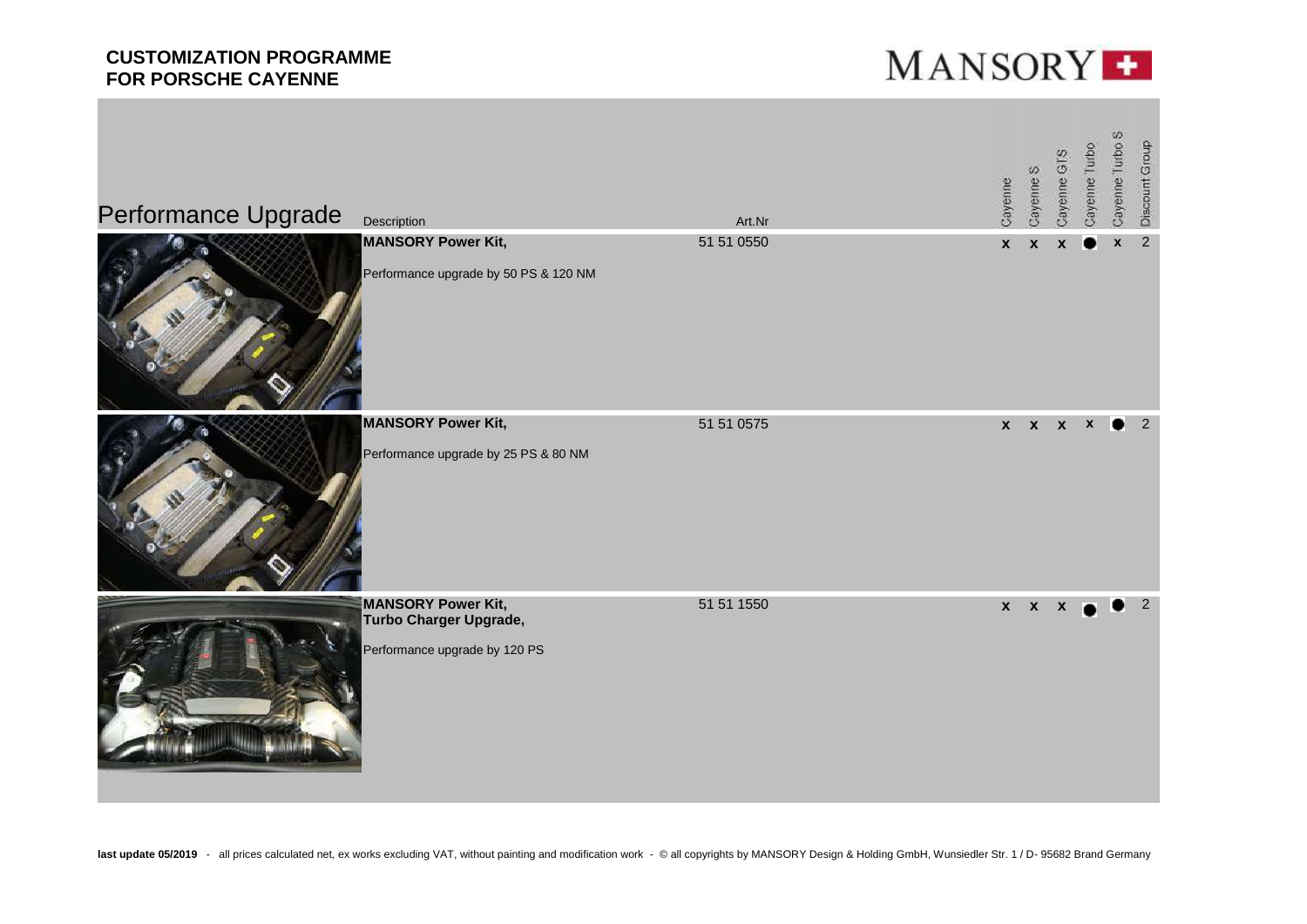# CUSTOMIZATION PROGRAMME FOR PORSCHE CAYENNE

MANSORY

## Performance Upgrade

| Description | Art.Nr | Cayenne | Cayenne S | Cayenne GTS | Cayenne Turbo | Cayenne Turbo S | Discount Group |
|---|---|---|---|---|---|---|---|
| **MANSORY Power Kit,**<br>Performance upgrade by 50 PS & 120 NM | 51 51 0550 | x | x | x | ● | x | 2 |
| **MANSORY Power Kit,**<br>Performance upgrade by 25 PS & 80 NM | 51 51 0575 | x | x | x | x | ● | 2 |
| **MANSORY Power Kit, Turbo Charger Upgrade,**<br>Performance upgrade by 120 PS | 51 51 1550 | x | x | x | ● | ● | 2 |

**last update 05/2019** - all prices calculated net, ex works excluding VAT, without painting and modification work - © all copyrights by MANSORY Design & Holding GmbH, Wunsiedler Str. 1 / D- 95682 Brand Germany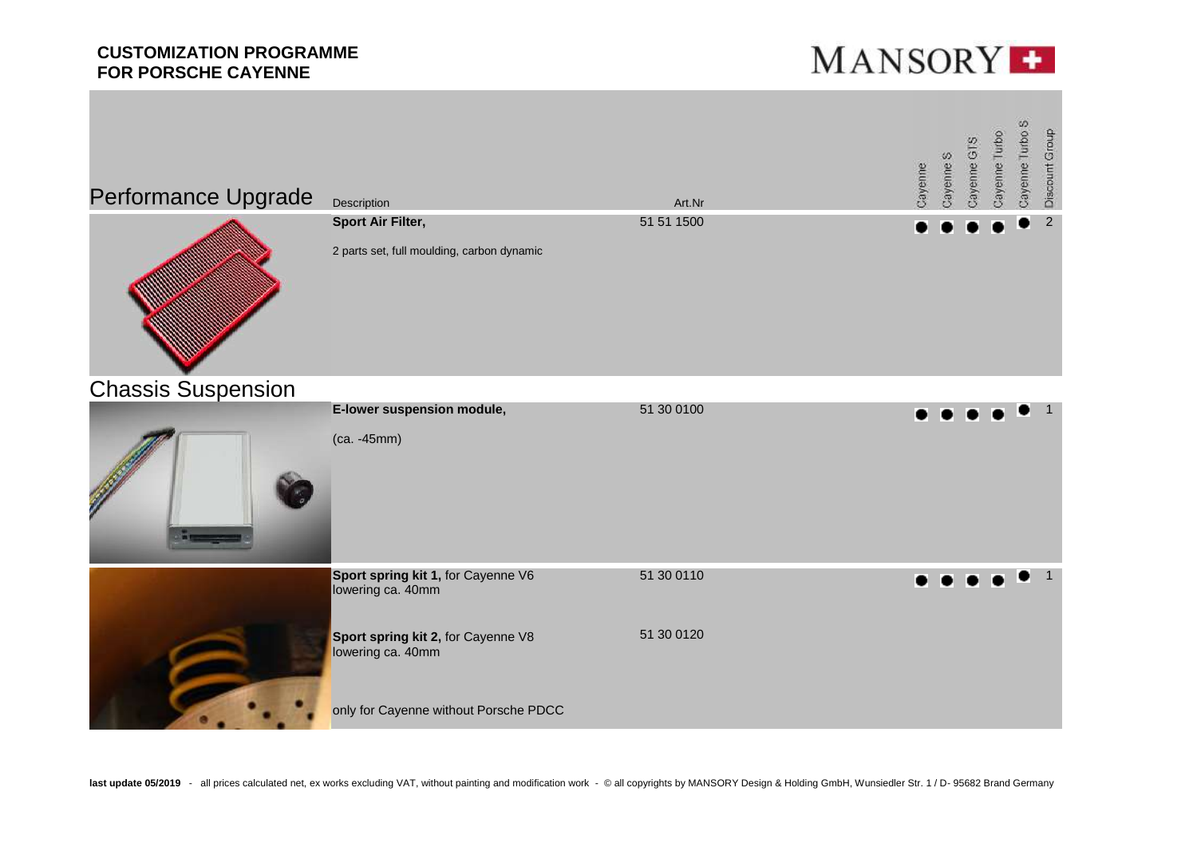**CUSTOMIZATION PROGRAMME**
**FOR PORSCHE CAYENNE**

MANSORY

## Performance Upgrade

| Description | Art.Nr | Cayenne | Cayenne S | Cayenne GTS | Cayenne Turbo | Cayenne Turbo S | Discount Group |
|---|---|---|---|---|---|---|---|
| **Sport Air Filter,**<br>2 parts set, full moulding, carbon dynamic | 51 51 1500 | ● | ● | ● | ● | ● | 2 |

## Chassis Suspension

| Description | Art.Nr | Cayenne | Cayenne S | Cayenne GTS | Cayenne Turbo | Cayenne Turbo S | Discount Group |
|---|---|---|---|---|---|---|---|
| **E-lower suspension module,**<br>(ca. -45mm) | 51 30 0100 | ● | ● | ● | ● | ● | 1 |
| **Sport spring kit 1,** for Cayenne V6<br>lowering ca. 40mm | 51 30 0110 | ● | ● | ● | ● | ● | 1 |
| **Sport spring kit 2,** for Cayenne V8<br>lowering ca. 40mm | 51 30 0120 | | | | | | |
| only for Cayenne without Porsche PDCC | | | | | | | |

**last update 05/2019** - all prices calculated net, ex works excluding VAT, without painting and modification work - © all copyrights by MANSORY Design & Holding GmbH, Wunsiedler Str. 1 / D- 95682 Brand Germany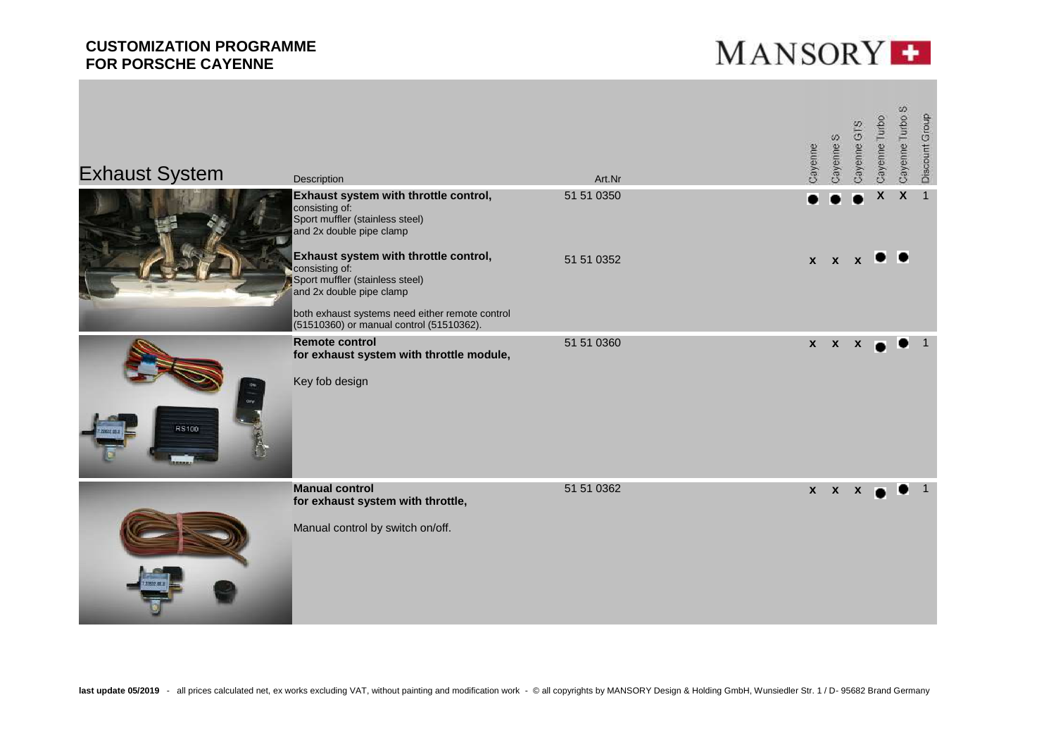**CUSTOMIZATION PROGRAMME**
**FOR PORSCHE CAYENNE**

MANSORY

## Exhaust System

| Description | Art.Nr | Cayenne | Cayenne S | Cayenne GTS | Cayenne Turbo | Cayenne Turbo S | Discount Group |
|---|---|---|---|---|---|---|---|
| **Exhaust system with throttle control,** consisting of: Sport muffler (stainless steel) and 2x double pipe clamp | 51 51 0350 | ● | ● | ● | X | X | 1 |
| **Exhaust system with throttle control,** consisting of: Sport muffler (stainless steel) and 2x double pipe clamp<br><br>both exhaust systems need either remote control (51510360) or manual control (51510362). | 51 51 0352 | x | x | x | ● | ● | |
| **Remote control for exhaust system with throttle module,**<br><br>Key fob design | 51 51 0360 | x | x | x | ● | ● | 1 |
| **Manual control for exhaust system with throttle,**<br><br>Manual control by switch on/off. | 51 51 0362 | x | x | x | ● | ● | 1 |

**last update 05/2019** - all prices calculated net, ex works excluding VAT, without painting and modification work - © all copyrights by MANSORY Design & Holding GmbH, Wunsiedler Str. 1 / D- 95682 Brand Germany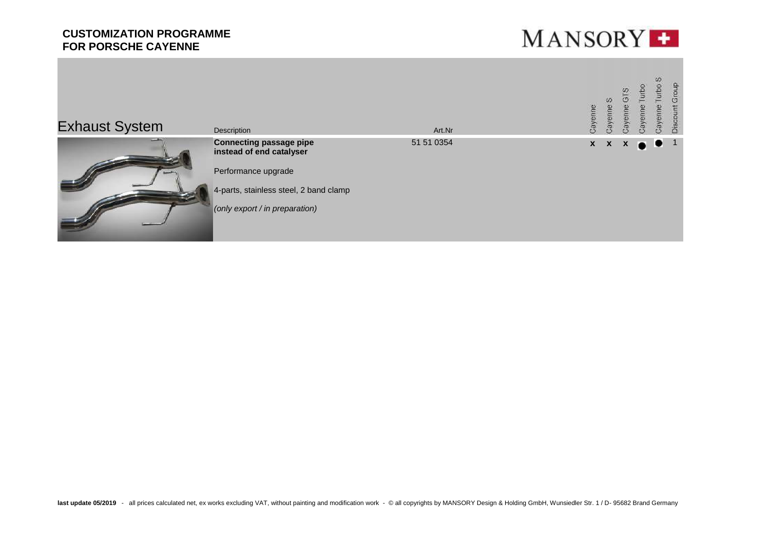# CUSTOMIZATION PROGRAMME FOR PORSCHE CAYENNE

MANSORY

## Exhaust System

| Description | Art.Nr | Cayenne | Cayenne S | Cayenne GTS | Cayenne Turbo | Cayenne Turbo S | Discount Group |
|---|---|---|---|---|---|---|---|
| **Connecting passage pipe instead of end catalyser**<br><br>Performance upgrade<br><br>4-parts, stainless steel, 2 band clamp<br><br>*(only export / in preparation)* | 51 51 0354 | x | x | x | ● | ● | 1 |

**last update 05/2019** - all prices calculated net, ex works excluding VAT, without painting and modification work - © all copyrights by MANSORY Design & Holding GmbH, Wunsiedler Str. 1 / D- 95682 Brand Germany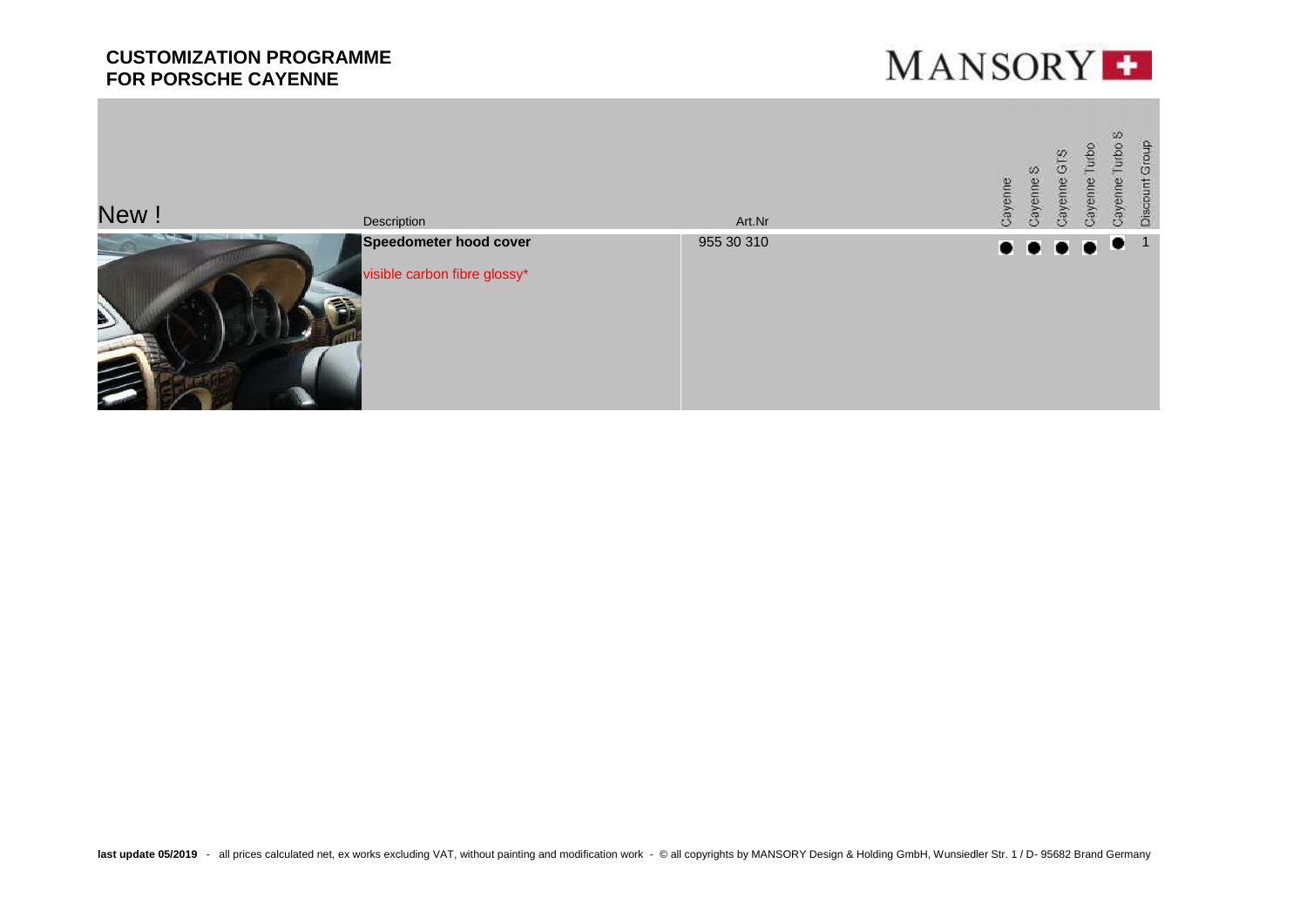**CUSTOMIZATION PROGRAMME**
**FOR PORSCHE CAYENNE**

MANSORY

| New ! | Description | Art.Nr | Cayenne | Cayenne S | Cayenne GTS | Cayenne Turbo | Cayenne Turbo S | Discount Group |
|---|---|---|---|---|---|---|---|---|
| | **Speedometer hood cover** visible carbon fibre glossy* | 955 30 310 | ● | ● | ● | ● | ● | 1 |

**last update 05/2019** - all prices calculated net, ex works excluding VAT, without painting and modification work - © all copyrights by MANSORY Design & Holding GmbH, Wunsiedler Str. 1 / D- 95682 Brand Germany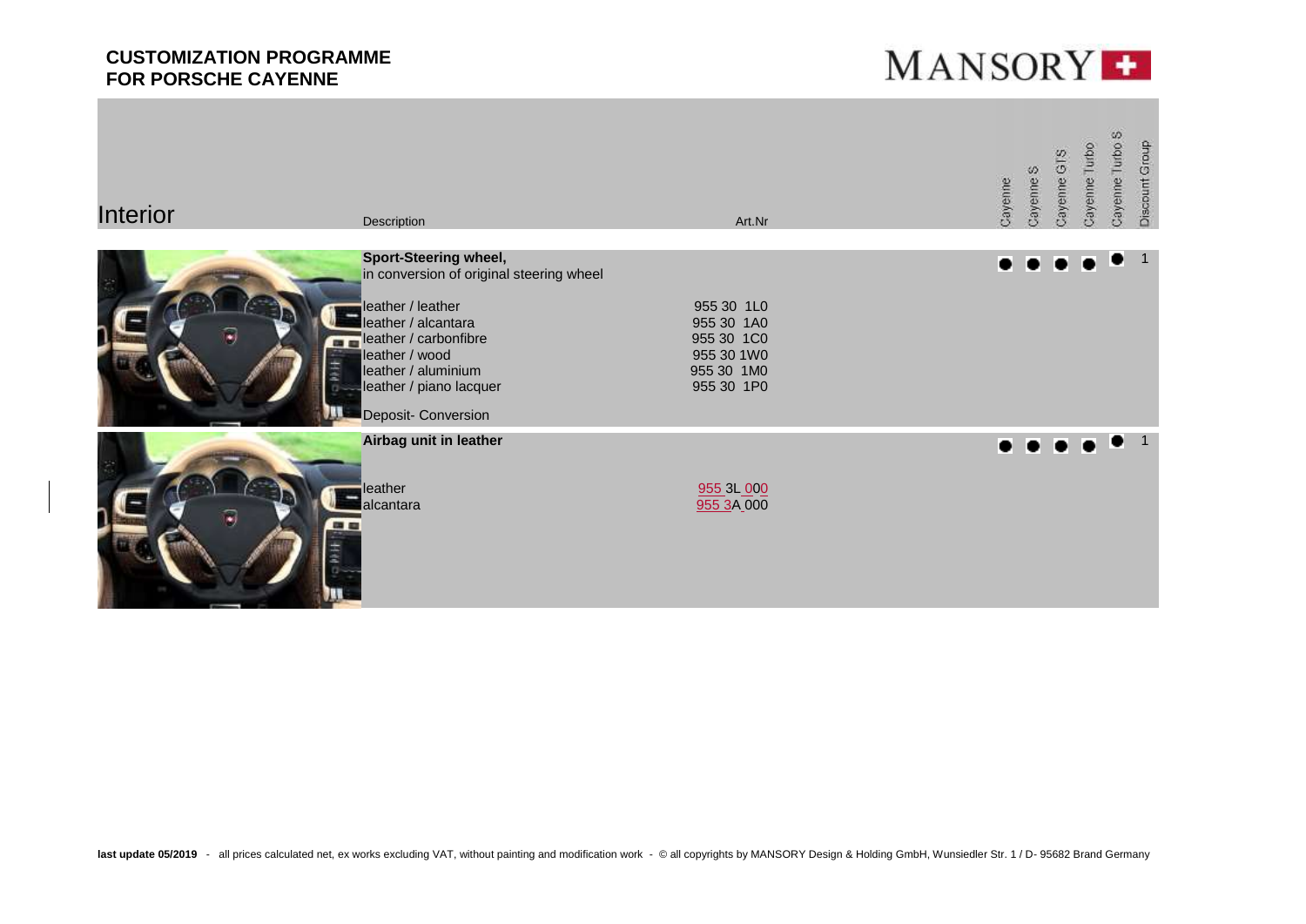**CUSTOMIZATION PROGRAMME**
**FOR PORSCHE CAYENNE**

MANSORY

| Interior | Description | Art.Nr | Cayenne | Cayenne S | Cayenne GTS | Cayenne Turbo | Cayenne Turbo S | Discount Group |
|---|---|---|---|---|---|---|---|---|
| | **Sport-Steering wheel,** in conversion of original steering wheel | | ● | ● | ● | ● | ● | 1 |
| | leather / leather | 955 30 1L0 | | | | | | |
| | leather / alcantara | 955 30 1A0 | | | | | | |
| | leather / carbonfibre | 955 30 1C0 | | | | | | |
| | leather / wood | 955 30 1W0 | | | | | | |
| | leather / aluminium | 955 30 1M0 | | | | | | |
| | leather / piano lacquer | 955 30 1P0 | | | | | | |
| | Deposit- Conversion | | | | | | | |
| | **Airbag unit in leather** | | ● | ● | ● | ● | ● | 1 |
| | leather | 955 3L 000 | | | | | | |
| | alcantara | 955 3A 000 | | | | | | |

**last update 05/2019** - all prices calculated net, ex works excluding VAT, without painting and modification work - © all copyrights by MANSORY Design & Holding GmbH, Wunsiedler Str. 1 / D- 95682 Brand Germany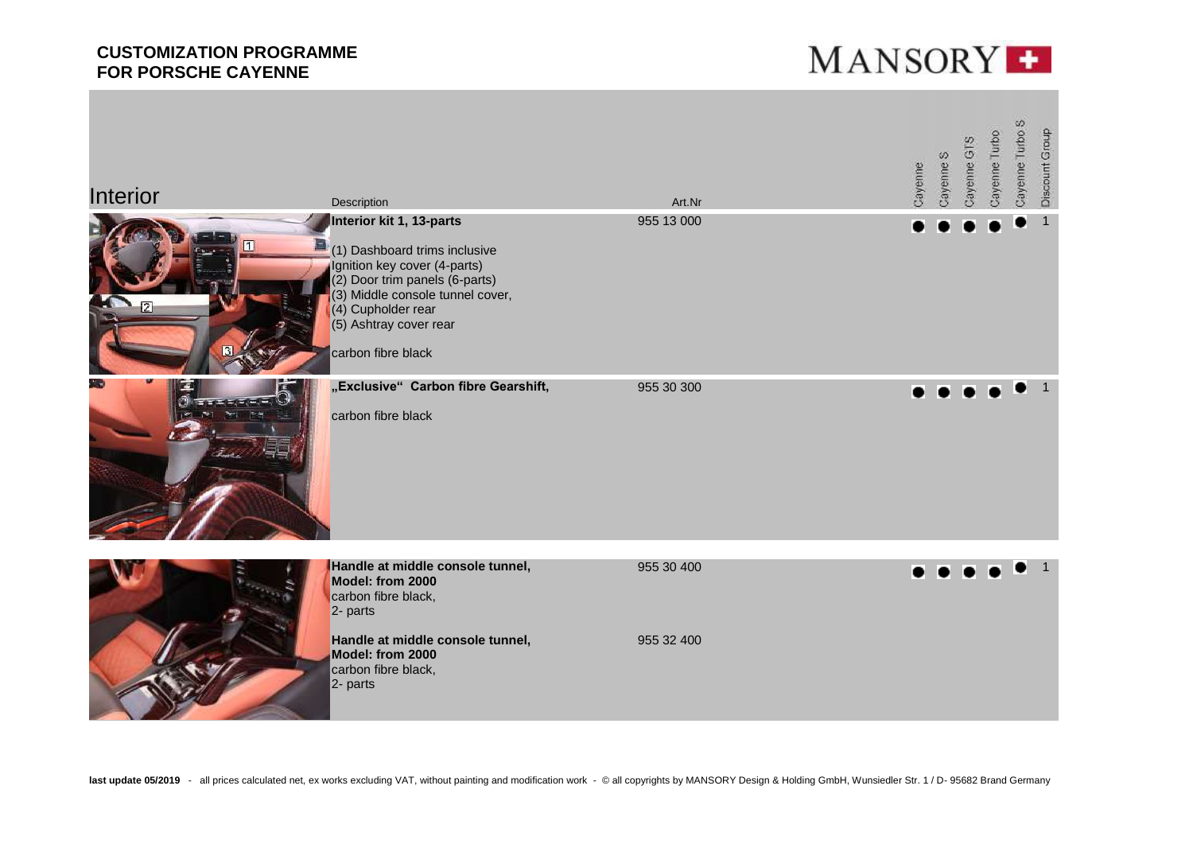# CUSTOMIZATION PROGRAMME FOR PORSCHE CAYENNE

MANSORY

## Interior

| Description | Art.Nr | Cayenne | Cayenne S | Cayenne GTS | Cayenne Turbo | Cayenne Turbo S | Discount Group |
|---|---|---|---|---|---|---|---|
| **Interior kit 1, 13-parts**<br><br>(1) Dashboard trims inclusive Ignition key cover (4-parts)<br>(2) Door trim panels (6-parts)<br>(3) Middle console tunnel cover,<br>(4) Cupholder rear<br>(5) Ashtray cover rear<br><br>carbon fibre black | 955 13 000 | ● | ● | ● | ● | ● | 1 |
| **„Exclusive" Carbon fibre Gearshift,**<br><br>carbon fibre black | 955 30 300 | ● | ● | ● | ● | ● | 1 |
| **Handle at middle console tunnel, Model: from 2000**<br>carbon fibre black,<br>2- parts | 955 30 400 | ● | ● | ● | ● | ● | 1 |
| **Handle at middle console tunnel, Model: from 2000**<br>carbon fibre black,<br>2- parts | 955 32 400 | | | | | | |

**last update 05/2019** - all prices calculated net, ex works excluding VAT, without painting and modification work - © all copyrights by MANSORY Design & Holding GmbH, Wunsiedler Str. 1 / D- 95682 Brand Germany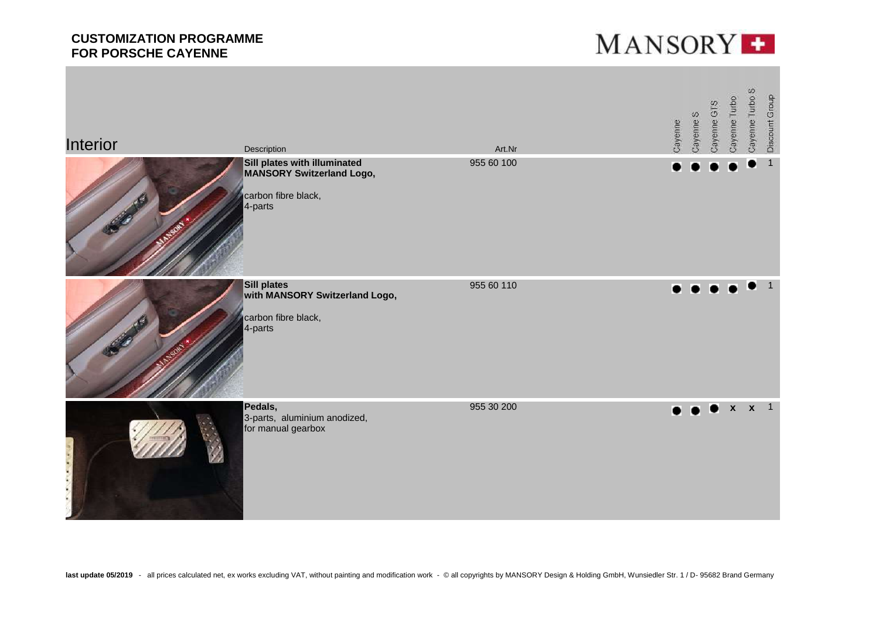# CUSTOMIZATION PROGRAMME FOR PORSCHE CAYENNE

MANSORY

## Interior

| Description | Art.Nr | Cayenne | Cayenne S | Cayenne GTS | Cayenne Turbo | Cayenne Turbo S | Discount Group |
|---|---|---|---|---|---|---|---|
| **Sill plates with illuminated MANSORY Switzerland Logo,** carbon fibre black, 4-parts | 955 60 100 | ● | ● | ● | ● | ● | 1 |
| **Sill plates with MANSORY Switzerland Logo,** carbon fibre black, 4-parts | 955 60 110 | ● | ● | ● | ● | ● | 1 |
| **Pedals,** 3-parts, aluminium anodized, for manual gearbox | 955 30 200 | ● | ● | ● | x | x | 1 |

**last update 05/2019** - all prices calculated net, ex works excluding VAT, without painting and modification work - © all copyrights by MANSORY Design & Holding GmbH, Wunsiedler Str. 1 / D- 95682 Brand Germany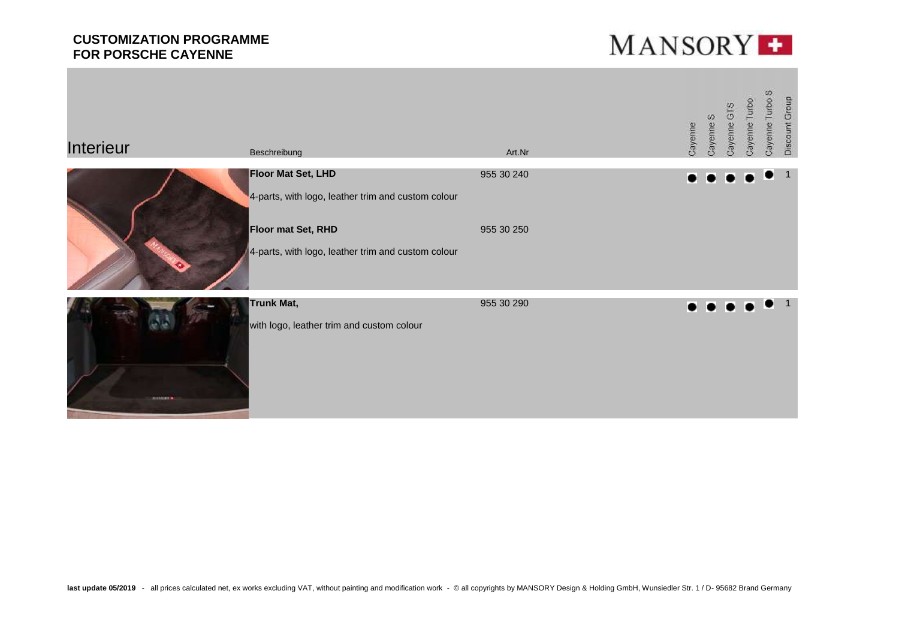**CUSTOMIZATION PROGRAMME**
**FOR PORSCHE CAYENNE**

MANSORY

| Interieur | Beschreibung | Art.Nr | Cayenne | Cayenne S | Cayenne GTS | Cayenne Turbo | Cayenne Turbo S | Discount Group |
|---|---|---|---|---|---|---|---|---|
| | **Floor Mat Set, LHD**<br>4-parts, with logo, leather trim and custom colour | 955 30 240 | ● | ● | ● | ● | ● | 1 |
| | **Floor mat Set, RHD**<br>4-parts, with logo, leather trim and custom colour | 955 30 250 | | | | | | |
| | **Trunk Mat,**<br>with logo, leather trim and custom colour | 955 30 290 | ● | ● | ● | ● | ● | 1 |

**last update 05/2019** - all prices calculated net, ex works excluding VAT, without painting and modification work - © all copyrights by MANSORY Design & Holding GmbH, Wunsiedler Str. 1 / D- 95682 Brand Germany